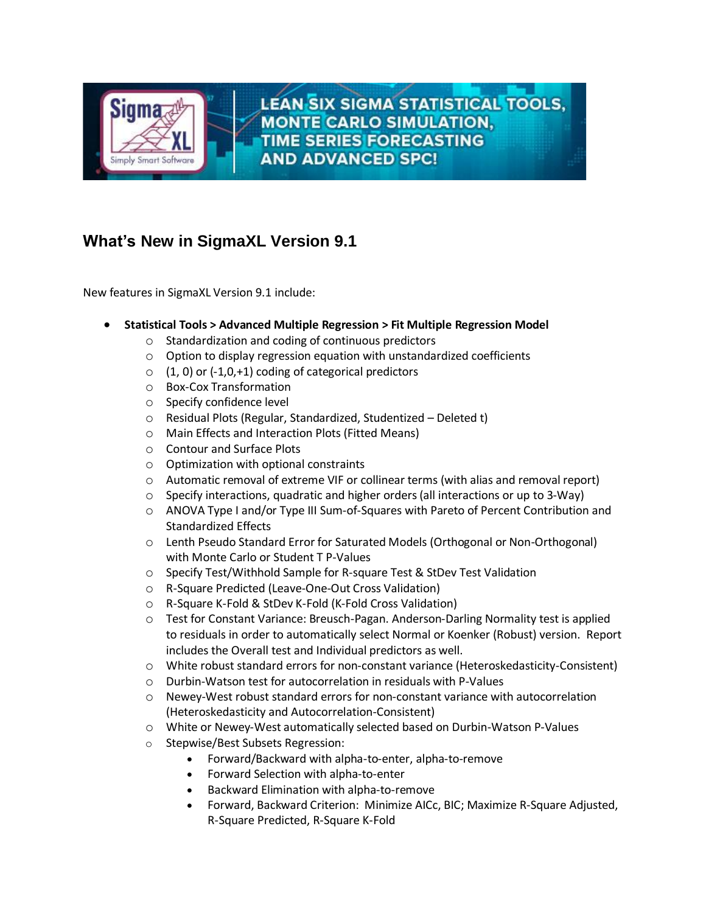## What's New in SigmaXL Version 9.1

New features in SigmaXL Version 9.1 include:

- **Statistical Tools > Advanced Multiple Regression > Fit Multiple Regression Model**
  - Standardization and coding of continuous predictors
  - Option to display regression equation with unstandardized coefficients
  - (1, 0) or (-1,0,+1) coding of categorical predictors
  - Box-Cox Transformation
  - Specify confidence level
  - Residual Plots (Regular, Standardized, Studentized – Deleted t)
  - Main Effects and Interaction Plots (Fitted Means)
  - Contour and Surface Plots
  - Optimization with optional constraints
  - Automatic removal of extreme VIF or collinear terms (with alias and removal report)
  - Specify interactions, quadratic and higher orders (all interactions or up to 3-Way)
  - ANOVA Type I and/or Type III Sum-of-Squares with Pareto of Percent Contribution and Standardized Effects
  - Lenth Pseudo Standard Error for Saturated Models (Orthogonal or Non-Orthogonal) with Monte Carlo or Student T P-Values
  - Specify Test/Withhold Sample for R-square Test & StDev Test Validation
  - R-Square Predicted (Leave-One-Out Cross Validation)
  - R-Square K-Fold & StDev K-Fold (K-Fold Cross Validation)
  - Test for Constant Variance: Breusch-Pagan. Anderson-Darling Normality test is applied to residuals in order to automatically select Normal or Koenker (Robust) version. Report includes the Overall test and Individual predictors as well.
  - White robust standard errors for non-constant variance (Heteroskedasticity-Consistent)
  - Durbin-Watson test for autocorrelation in residuals with P-Values
  - Newey-West robust standard errors for non-constant variance with autocorrelation (Heteroskedasticity and Autocorrelation-Consistent)
  - White or Newey-West automatically selected based on Durbin-Watson P-Values
  - Stepwise/Best Subsets Regression:
    - Forward/Backward with alpha-to-enter, alpha-to-remove
    - Forward Selection with alpha-to-enter
    - Backward Elimination with alpha-to-remove
    - Forward, Backward Criterion: Minimize AICc, BIC; Maximize R-Square Adjusted, R-Square Predicted, R-Square K-Fold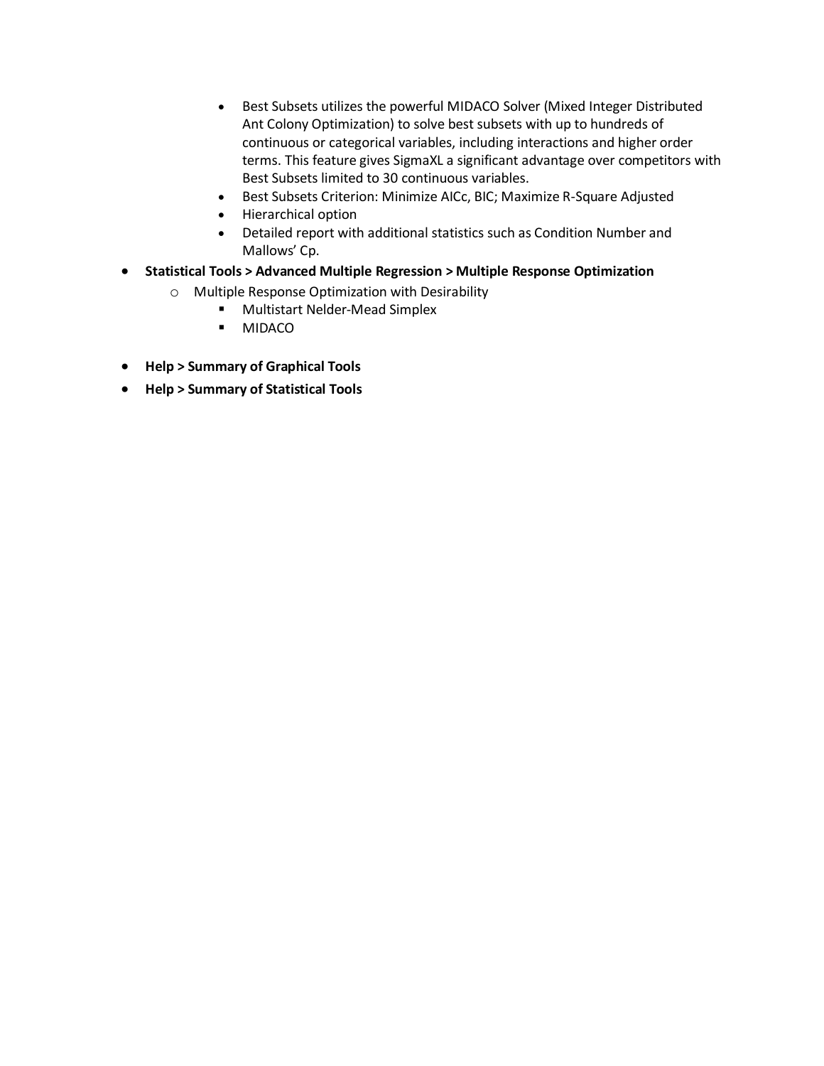- Best Subsets utilizes the powerful MIDACO Solver (Mixed Integer Distributed Ant Colony Optimization) to solve best subsets with up to hundreds of continuous or categorical variables, including interactions and higher order terms. This feature gives SigmaXL a significant advantage over competitors with Best Subsets limited to 30 continuous variables.
- Best Subsets Criterion: Minimize AICc, BIC; Maximize R-Square Adjusted
- Hierarchical option
- Detailed report with additional statistics such as Condition Number and Mallows' Cp.

- **Statistical Tools > Advanced Multiple Regression > Multiple Response Optimization**
  - Multiple Response Optimization with Desirability
    - Multistart Nelder-Mead Simplex
    - MIDACO

- **Help > Summary of Graphical Tools**
- **Help > Summary of Statistical Tools**